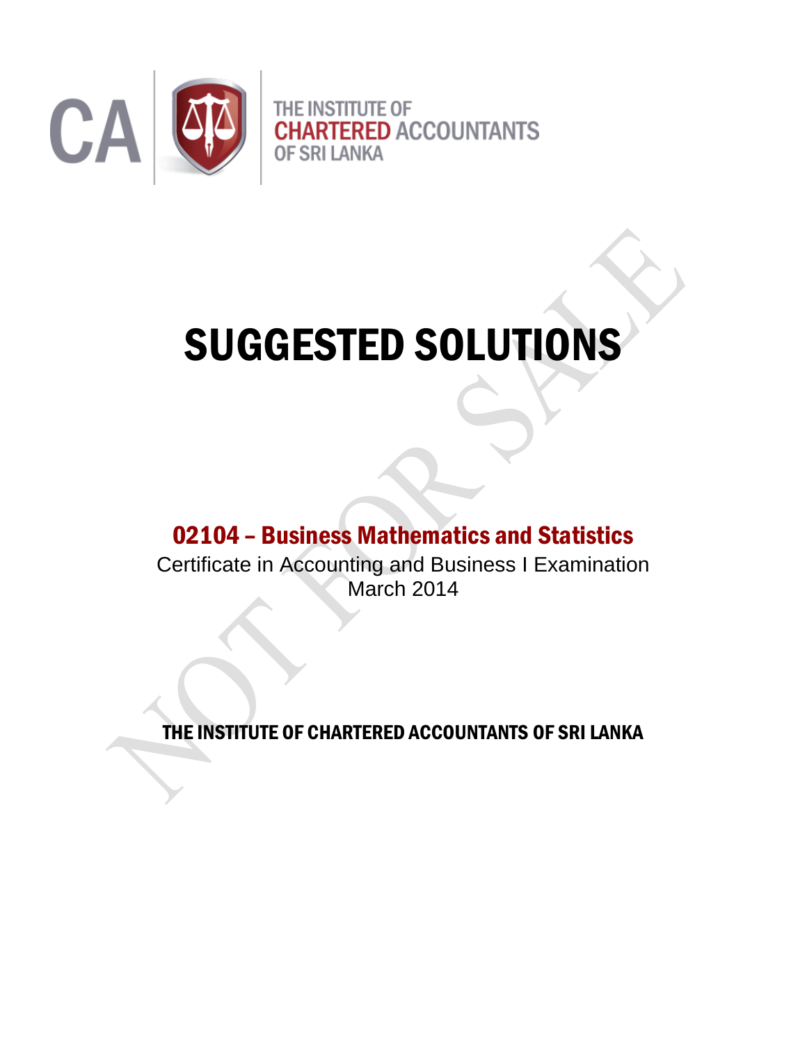THE INSTITUTE OF
CHARTERED ACCOUNTANTS
OF SRI LANKA

# SUGGESTED SOLUTIONS

## 02104 – Business Mathematics and Statistics

Certificate in Accounting and Business I Examination
March 2014

**THE INSTITUTE OF CHARTERED ACCOUNTANTS OF SRI LANKA**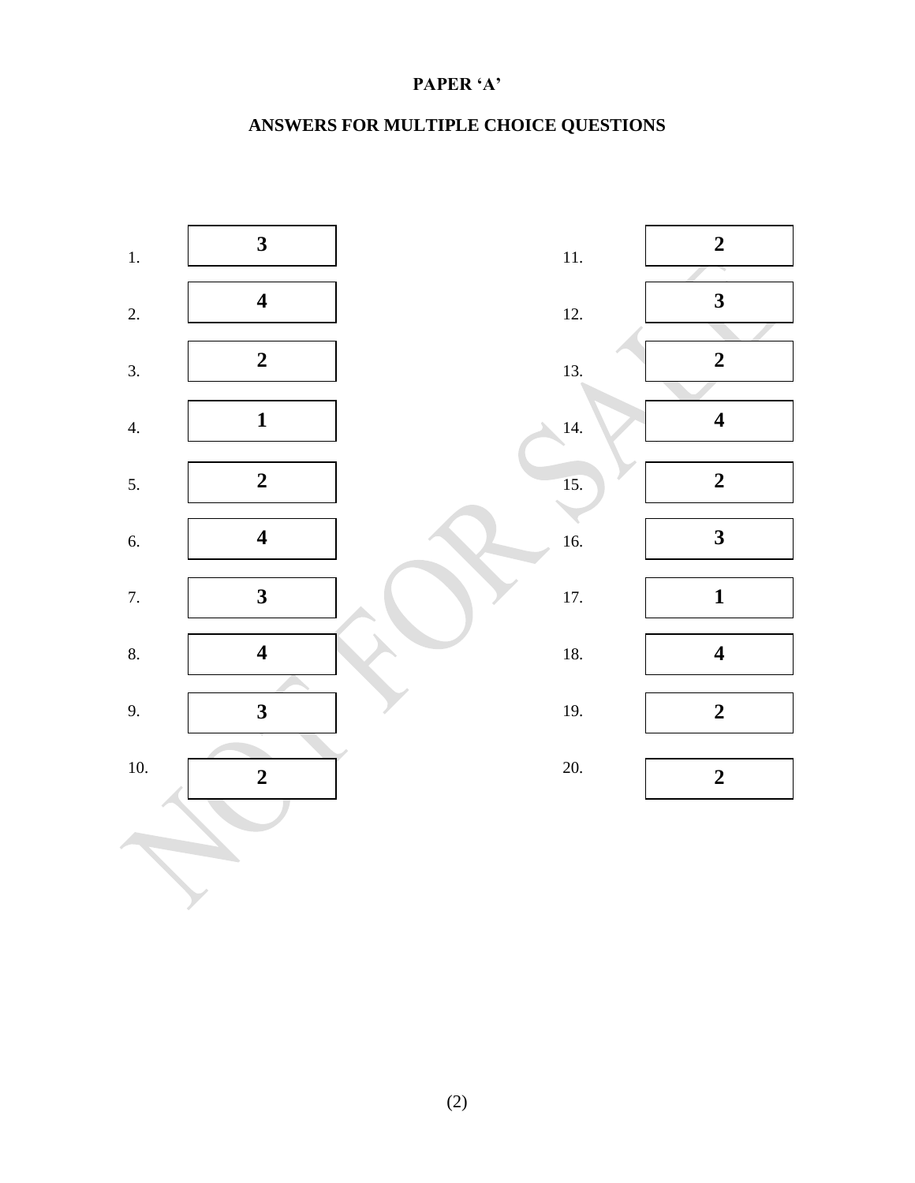**PAPER 'A'**

**ANSWERS FOR MULTIPLE CHOICE QUESTIONS**

| Q. | Answer | Q. | Answer |
|---|---|---|---|
| 1. | **3** | 11. | **2** |
| 2. | **4** | 12. | **3** |
| 3. | **2** | 13. | **2** |
| 4. | **1** | 14. | **4** |
| 5. | **2** | 15. | **2** |
| 6. | **4** | 16. | **3** |
| 7. | **3** | 17. | **1** |
| 8. | **4** | 18. | **4** |
| 9. | **3** | 19. | **2** |
| 10. | **2** | 20. | **2** |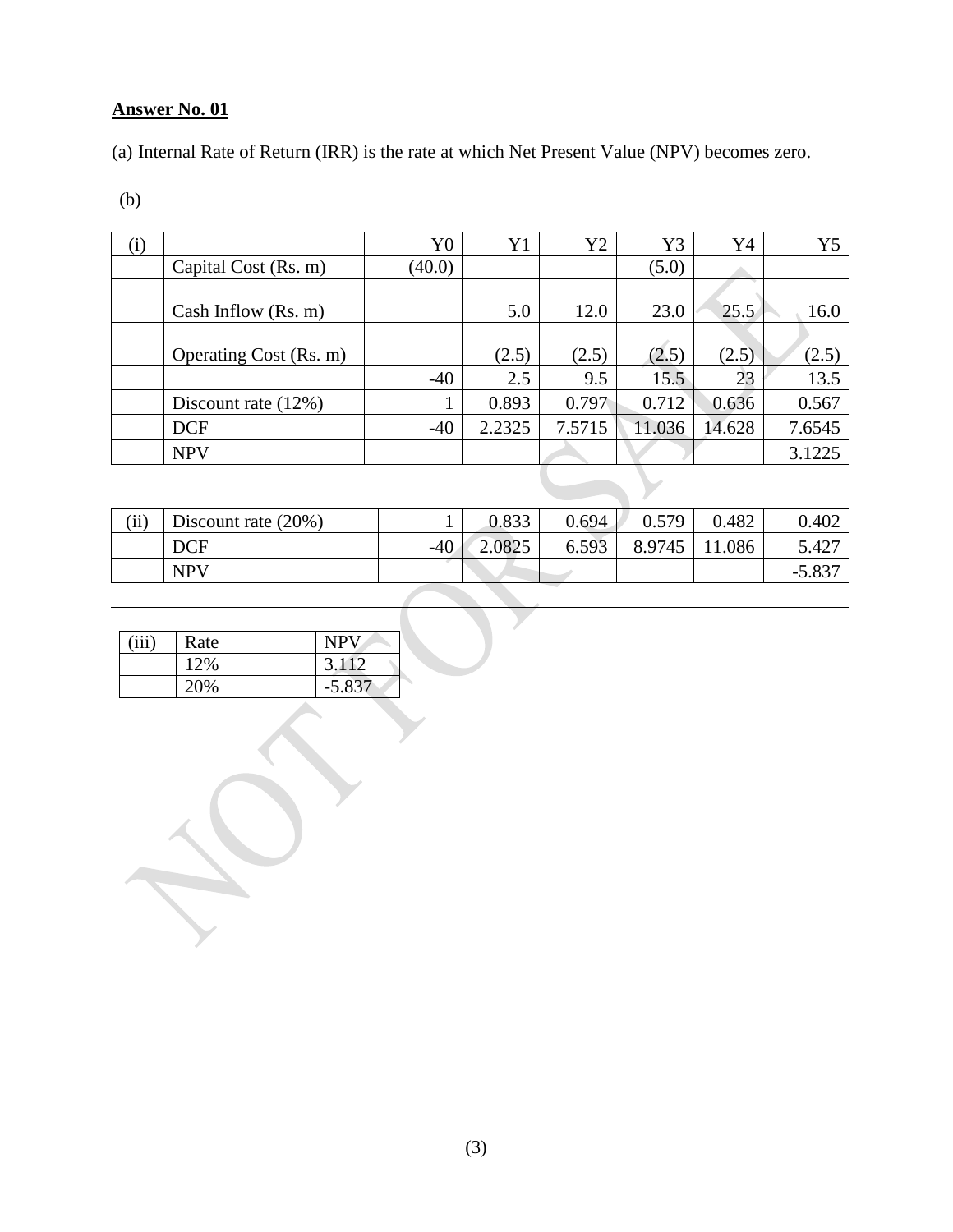**Answer No. 01**

(a) Internal Rate of Return (IRR) is the rate at which Net Present Value (NPV) becomes zero.

(b)

| (i) | | Y0 | Y1 | Y2 | Y3 | Y4 | Y5 |
|---|---|---|---|---|---|---|---|
| | Capital Cost (Rs. m) | (40.0) | | | (5.0) | | |
| | Cash Inflow (Rs. m) | | 5.0 | 12.0 | 23.0 | 25.5 | 16.0 |
| | Operating Cost (Rs. m) | | (2.5) | (2.5) | (2.5) | (2.5) | (2.5) |
| | | -40 | 2.5 | 9.5 | 15.5 | 23 | 13.5 |
| | Discount rate (12%) | 1 | 0.893 | 0.797 | 0.712 | 0.636 | 0.567 |
| | DCF | -40 | 2.2325 | 7.5715 | 11.036 | 14.628 | 7.6545 |
| | NPV | | | | | | 3.1225 |

| (ii) | Discount rate (20%) | 1 | 0.833 | 0.694 | 0.579 | 0.482 | 0.402 |
|---|---|---|---|---|---|---|---|
| | DCF | -40 | 2.0825 | 6.593 | 8.9745 | 11.086 | 5.427 |
| | NPV | | | | | | -5.837 |

| (iii) | Rate | NPV |
|---|---|---|
| | 12% | 3.112 |
| | 20% | -5.837 |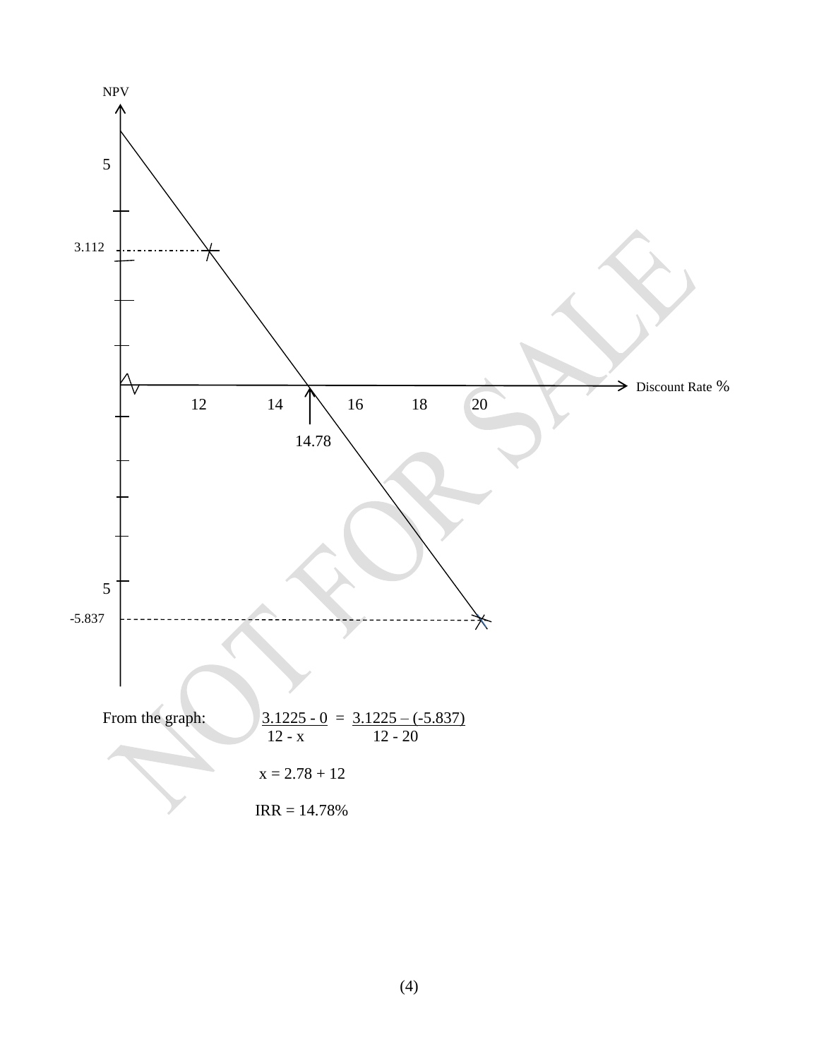NPV

5

3.112

Discount Rate %

12 14 16 18 20

14.78

5

-5.837

From the graph:

$$\frac{3.1225 - 0}{12 - x} = \frac{3.1225 - (-5.837)}{12 - 20}$$

$$x = 2.78 + 12$$

$$IRR = 14.78\%$$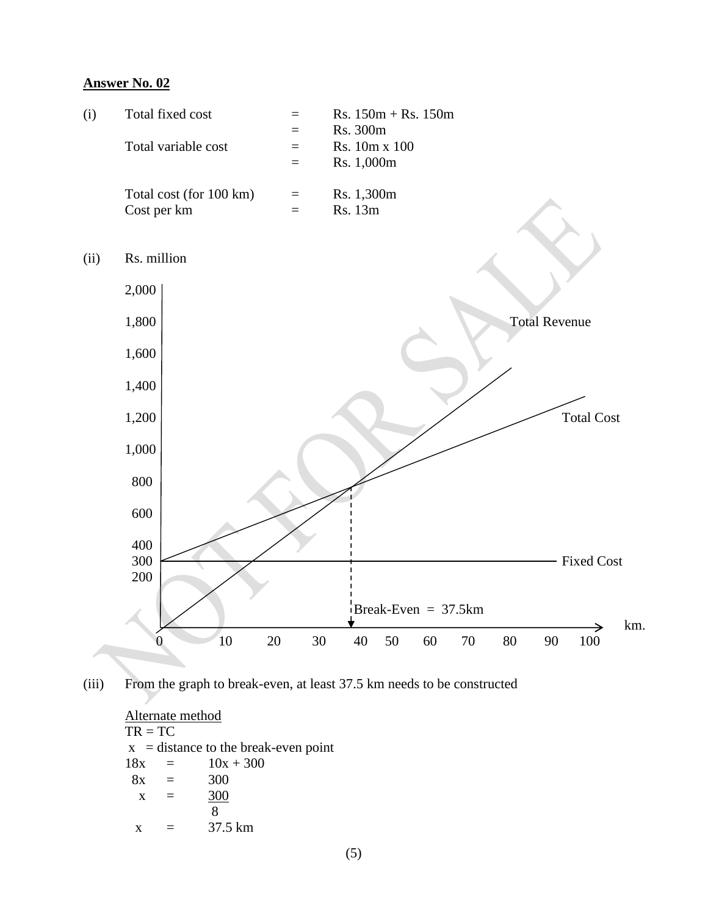**Answer No. 02**

(i)

| | | |
|---|---|---|
| Total fixed cost | = | Rs. 150m + Rs. 150m |
| | = | Rs. 300m |
| Total variable cost | = | Rs. 10m x 100 |
| | = | Rs. 1,000m |
| Total cost (for 100 km) | = | Rs. 1,300m |
| Cost per km | = | Rs. 13m |

(ii) Rs. million

Total Revenue

Total Cost

Fixed Cost

Break-Even = 37.5km

km.

(iii) From the graph to break-even, at least 37.5 km needs to be constructed

Alternate method

TR = TC

x = distance to the break-even point

$$18x = 10x + 300$$

$$8x = 300$$

$$x = \frac{300}{8}$$

$$x = 37.5 \text{ km}$$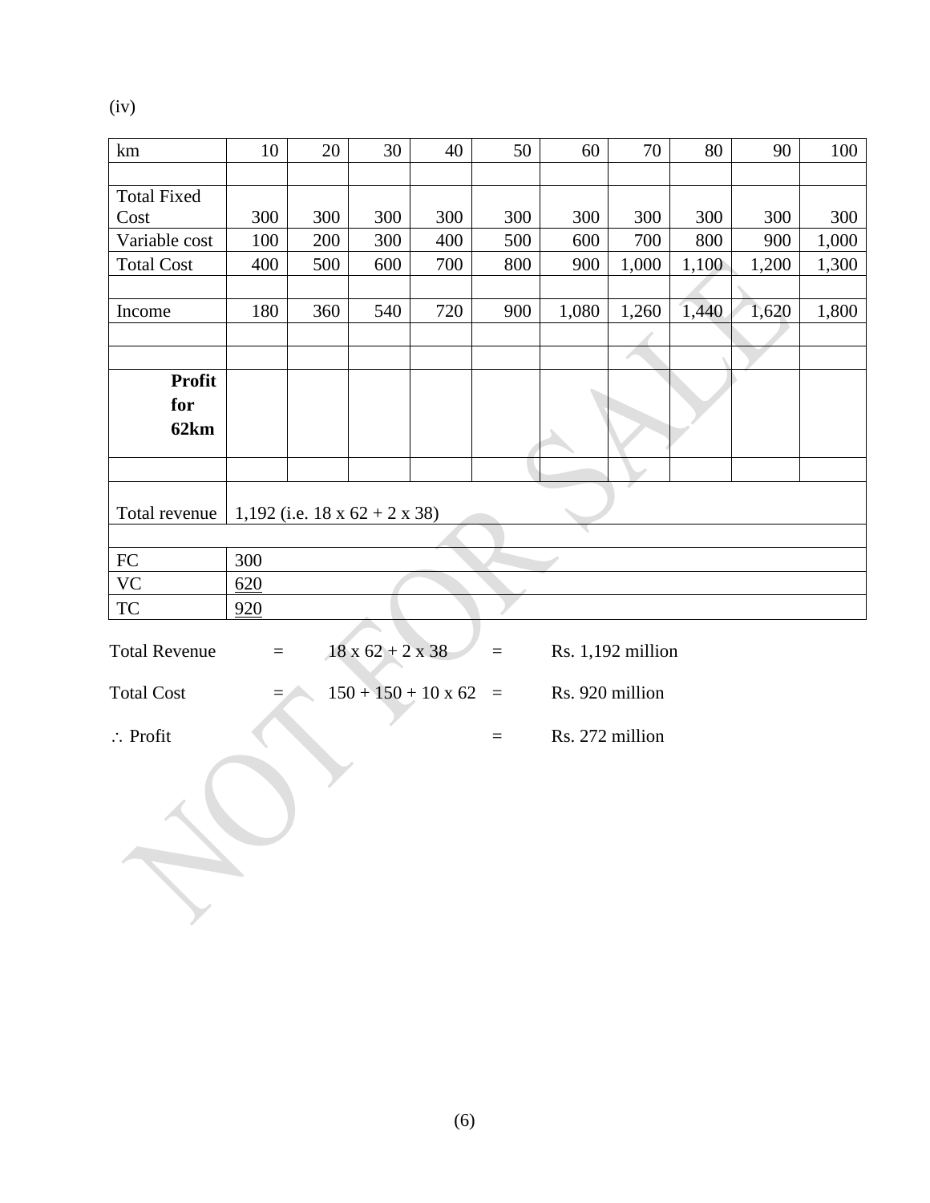(iv)

| km | 10 | 20 | 30 | 40 | 50 | 60 | 70 | 80 | 90 | 100 |
|---|---|---|---|---|---|---|---|---|---|---|
| | | | | | | | | | | |
| Total Fixed Cost | 300 | 300 | 300 | 300 | 300 | 300 | 300 | 300 | 300 | 300 |
| Variable cost | 100 | 200 | 300 | 400 | 500 | 600 | 700 | 800 | 900 | 1,000 |
| Total Cost | 400 | 500 | 600 | 700 | 800 | 900 | 1,000 | 1,100 | 1,200 | 1,300 |
| | | | | | | | | | | |
| Income | 180 | 360 | 540 | 720 | 900 | 1,080 | 1,260 | 1,440 | 1,620 | 1,800 |
| | | | | | | | | | | |
| | | | | | | | | | | |
| **Profit for 62km** | | | | | | | | | | |
| | | | | | | | | | | |
| Total revenue | 1,192 (i.e. 18 x 62 + 2 x 38) | | | | | | | | | |
| | | | | | | | | | | |
| FC | 300 | | | | | | | | | |
| VC | 620 | | | | | | | | | |
| TC | 920 | | | | | | | | | |

Total Revenue = 18 x 62 + 2 x 38 = Rs. 1,192 million

Total Cost = 150 + 150 + 10 x 62 = Rs. 920 million

$\therefore$ Profit = Rs. 272 million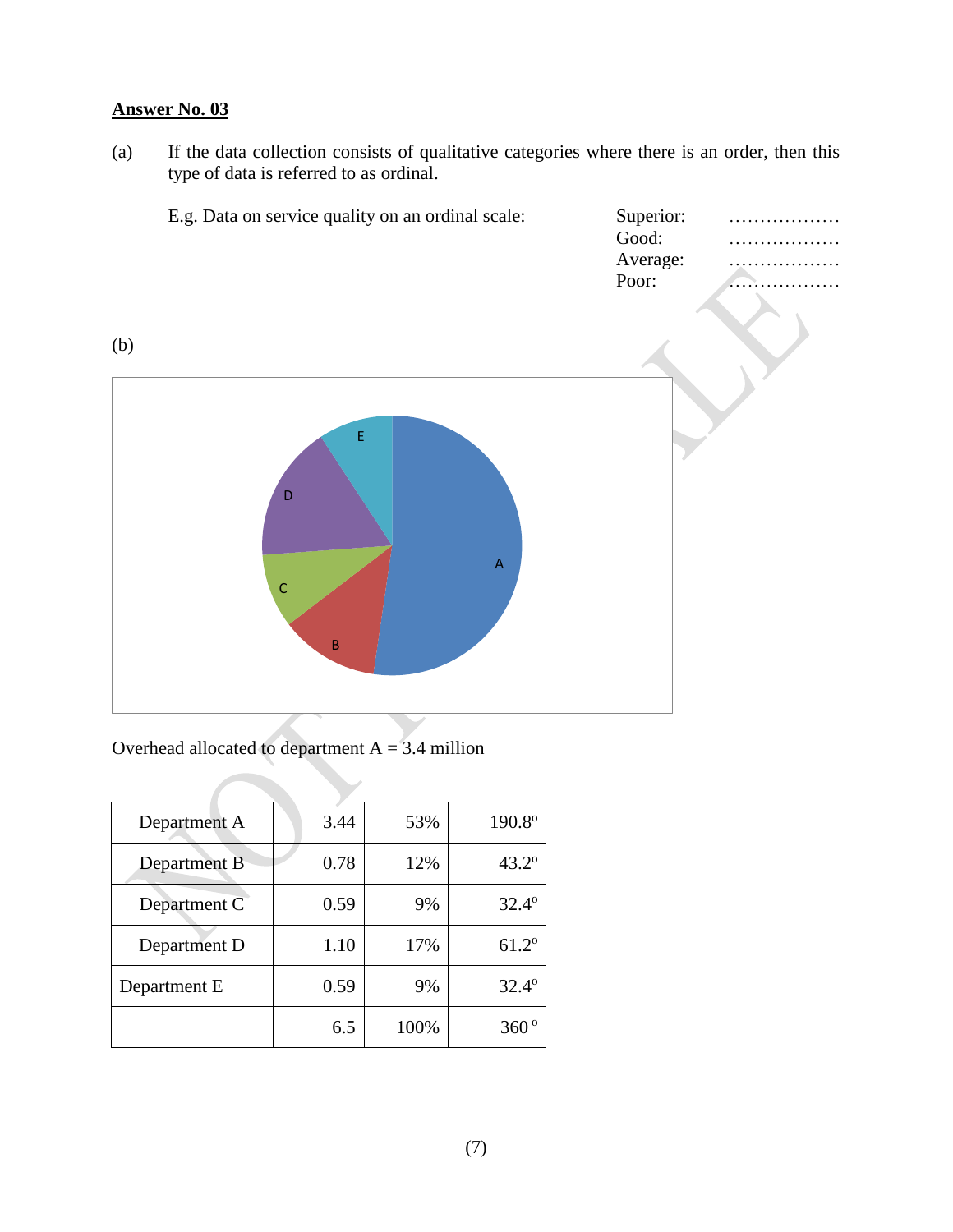**Answer No. 03**

(a) If the data collection consists of qualitative categories where there is an order, then this type of data is referred to as ordinal.

E.g. Data on service quality on an ordinal scale:

Superior: ………………
Good: ………………
Average: ………………
Poor: ………………

(b)

Overhead allocated to department A = 3.4 million

| | | | |
|---|---|---|---|
| Department A | 3.44 | 53% | 190.8$^{o}$ |
| Department B | 0.78 | 12% | 43.2$^{o}$ |
| Department C | 0.59 | 9% | 32.4$^{o}$ |
| Department D | 1.10 | 17% | 61.2$^{o}$ |
| Department E | 0.59 | 9% | 32.4$^{o}$ |
| | 6.5 | 100% | 360$^{o}$ |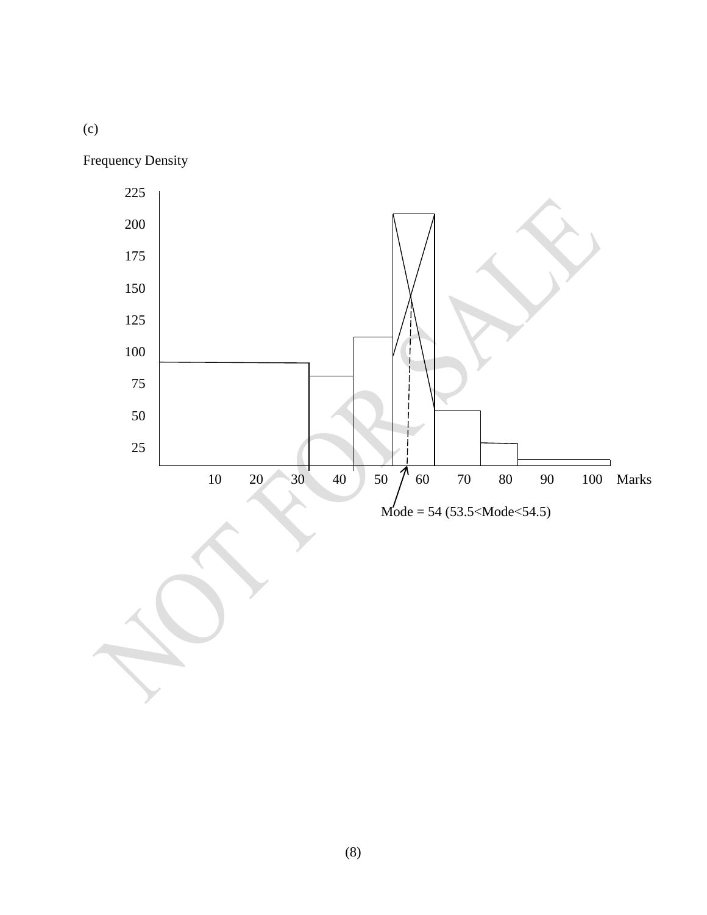(c)

Frequency Density

225

200

175

150

125

100

75

50

25

10 20 30 40 50 60 70 80 90 100 Marks

Mode = 54 (53.5<Mode<54.5)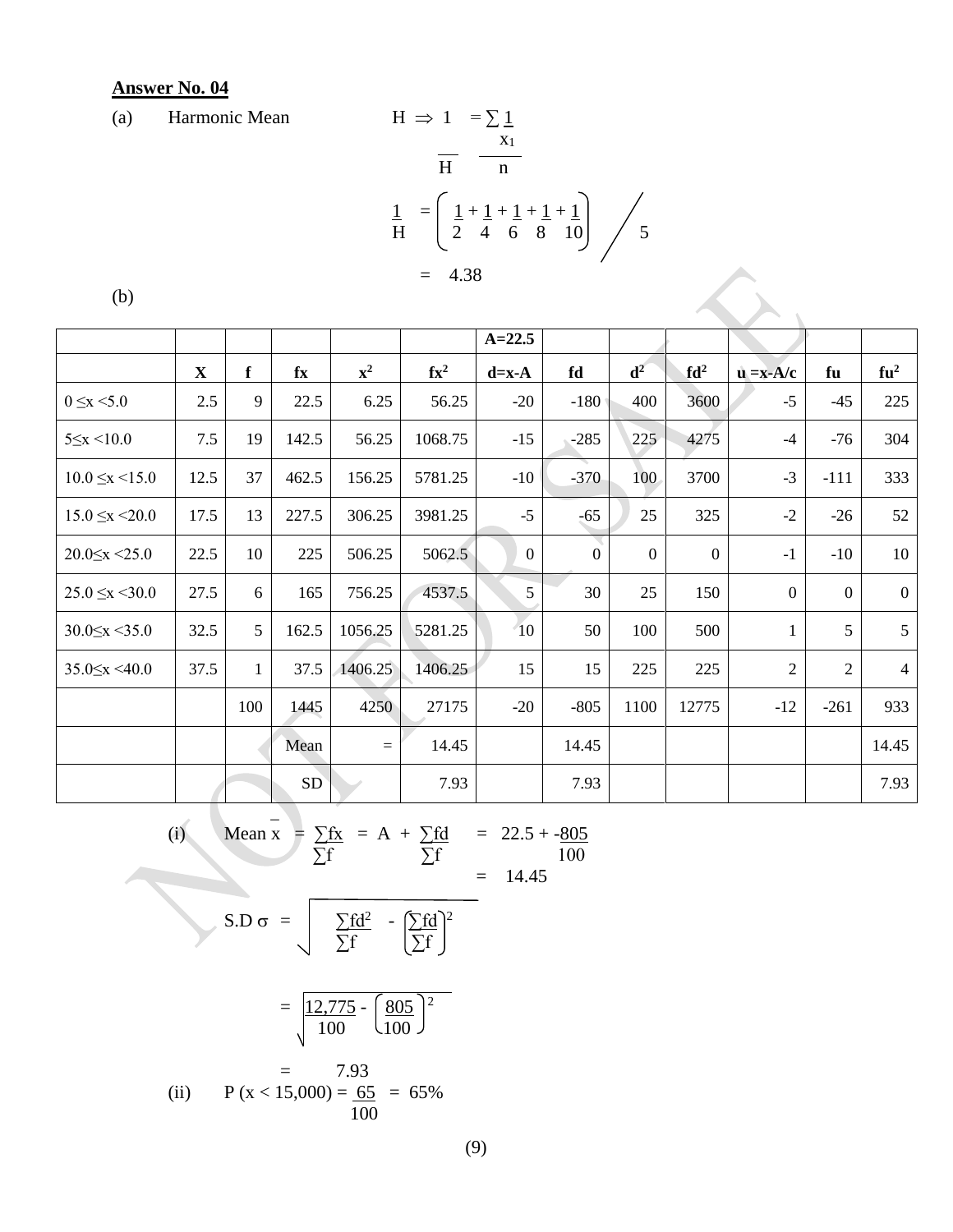**Answer No. 04**

(a) Harmonic Mean

$$H \Rightarrow \frac{1}{H} = \frac{\sum \frac{1}{x_1}}{n}$$

$$\frac{1}{H} = \left( \frac{1}{2} + \frac{1}{4} + \frac{1}{6} + \frac{1}{8} + \frac{1}{10} \right) \bigg/ 5$$

$$= 4.38$$

(b)

| | | | | | | A=22.5 | | | | | | |
|---|---|---|---|---|---|---|---|---|---|---|---|---|
| | X | f | fx | $x^2$ | $fx^2$ | d=x-A | fd | $d^2$ | $fd^2$ | u =x-A/c | fu | $fu^2$ |
| 0 ≤x <5.0 | 2.5 | 9 | 22.5 | 6.25 | 56.25 | -20 | -180 | 400 | 3600 | -5 | -45 | 225 |
| 5≤x <10.0 | 7.5 | 19 | 142.5 | 56.25 | 1068.75 | -15 | -285 | 225 | 4275 | -4 | -76 | 304 |
| 10.0 ≤x <15.0 | 12.5 | 37 | 462.5 | 156.25 | 5781.25 | -10 | -370 | 100 | 3700 | -3 | -111 | 333 |
| 15.0 ≤x <20.0 | 17.5 | 13 | 227.5 | 306.25 | 3981.25 | -5 | -65 | 25 | 325 | -2 | -26 | 52 |
| 20.0≤x <25.0 | 22.5 | 10 | 225 | 506.25 | 5062.5 | 0 | 0 | 0 | 0 | -1 | -10 | 10 |
| 25.0 ≤x <30.0 | 27.5 | 6 | 165 | 756.25 | 4537.5 | 5 | 30 | 25 | 150 | 0 | 0 | 0 |
| 30.0≤x <35.0 | 32.5 | 5 | 162.5 | 1056.25 | 5281.25 | 10 | 50 | 100 | 500 | 1 | 5 | 5 |
| 35.0≤x <40.0 | 37.5 | 1 | 37.5 | 1406.25 | 1406.25 | 15 | 15 | 225 | 225 | 2 | 2 | 4 |
| | | 100 | 1445 | 4250 | 27175 | -20 | -805 | 1100 | 12775 | -12 | -261 | 933 |
| | | | Mean | = | 14.45 | | 14.45 | | | | | 14.45 |
| | | | SD | | 7.93 | | 7.93 | | | | | 7.93 |

(i) Mean $\bar{x} = \frac{\sum fx}{\sum f} = A + \frac{\sum fd}{\sum f} = 22.5 + \frac{-805}{100}$

$= 14.45$

S.D $\sigma = \sqrt{\frac{\sum fd^2}{\sum f} - \left(\frac{\sum fd}{\sum f}\right)^2}$

$= \sqrt{\frac{12,775}{100} - \left(\frac{805}{100}\right)^2}$

$= 7.93$

(ii) $P(x < 15,000) = \frac{65}{100} = 65\%$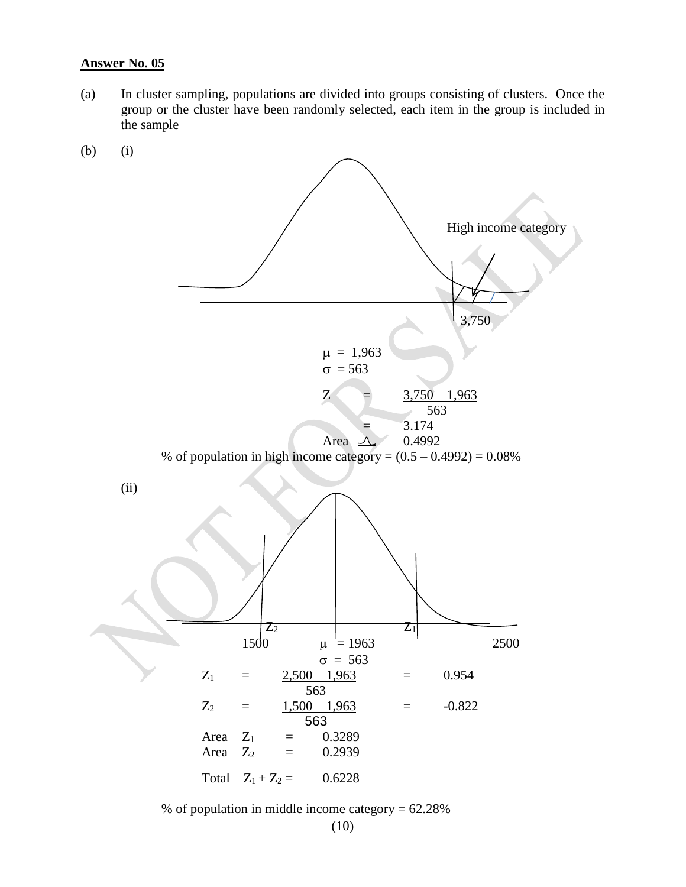**Answer No. 05**

(a) In cluster sampling, populations are divided into groups consisting of clusters. Once the group or the cluster have been randomly selected, each item in the group is included in the sample

(b) (i)

High income category

3,750

$\mu = 1,963$

$\sigma = 563$

$$Z = \frac{3,750 - 1,963}{563}$$

$= 3.174$

Area = 0.4992

% of population in high income category = (0.5 – 0.4992) = 0.08%

(ii)

$Z_2$ $Z_1$

1500 $\mu = 1963$ 2500

$\sigma = 563$

$$Z_1 = \frac{2,500 - 1,963}{563} = 0.954$$

$$Z_2 = \frac{1,500 - 1,963}{563} = -0.822$$

Area $Z_1$ = 0.3289

Area $Z_2$ = 0.2939

Total $Z_1 + Z_2$ = 0.6228

% of population in middle income category = 62.28%

(10)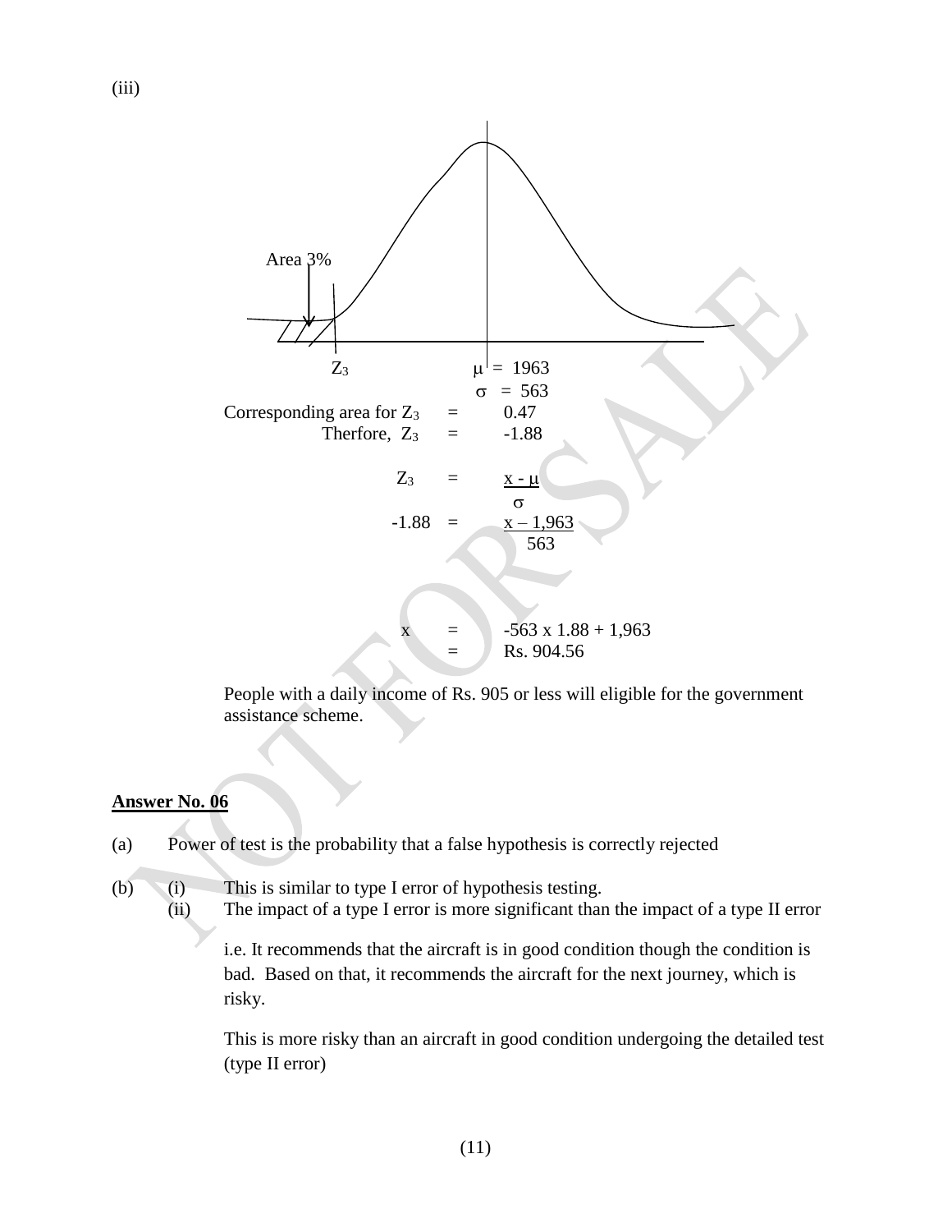(iii)

Area 3%

$Z_3$ $\mu = 1963$

$\sigma = 563$

Corresponding area for $Z_3$ = 0.47

Therfore, $Z_3$ = -1.88

$$Z_3 = \frac{x - \mu}{\sigma}$$

$$-1.88 = \frac{x - 1{,}963}{563}$$

$$x = -563 \times 1.88 + 1{,}963$$

$$= \text{Rs. } 904.56$$

People with a daily income of Rs. 905 or less will eligible for the government assistance scheme.

**Answer No. 06**

(a) Power of test is the probability that a false hypothesis is correctly rejected

(b) (i) This is similar to type I error of hypothesis testing.

(ii) The impact of a type I error is more significant than the impact of a type II error

i.e. It recommends that the aircraft is in good condition though the condition is bad. Based on that, it recommends the aircraft for the next journey, which is risky.

This is more risky than an aircraft in good condition undergoing the detailed test (type II error)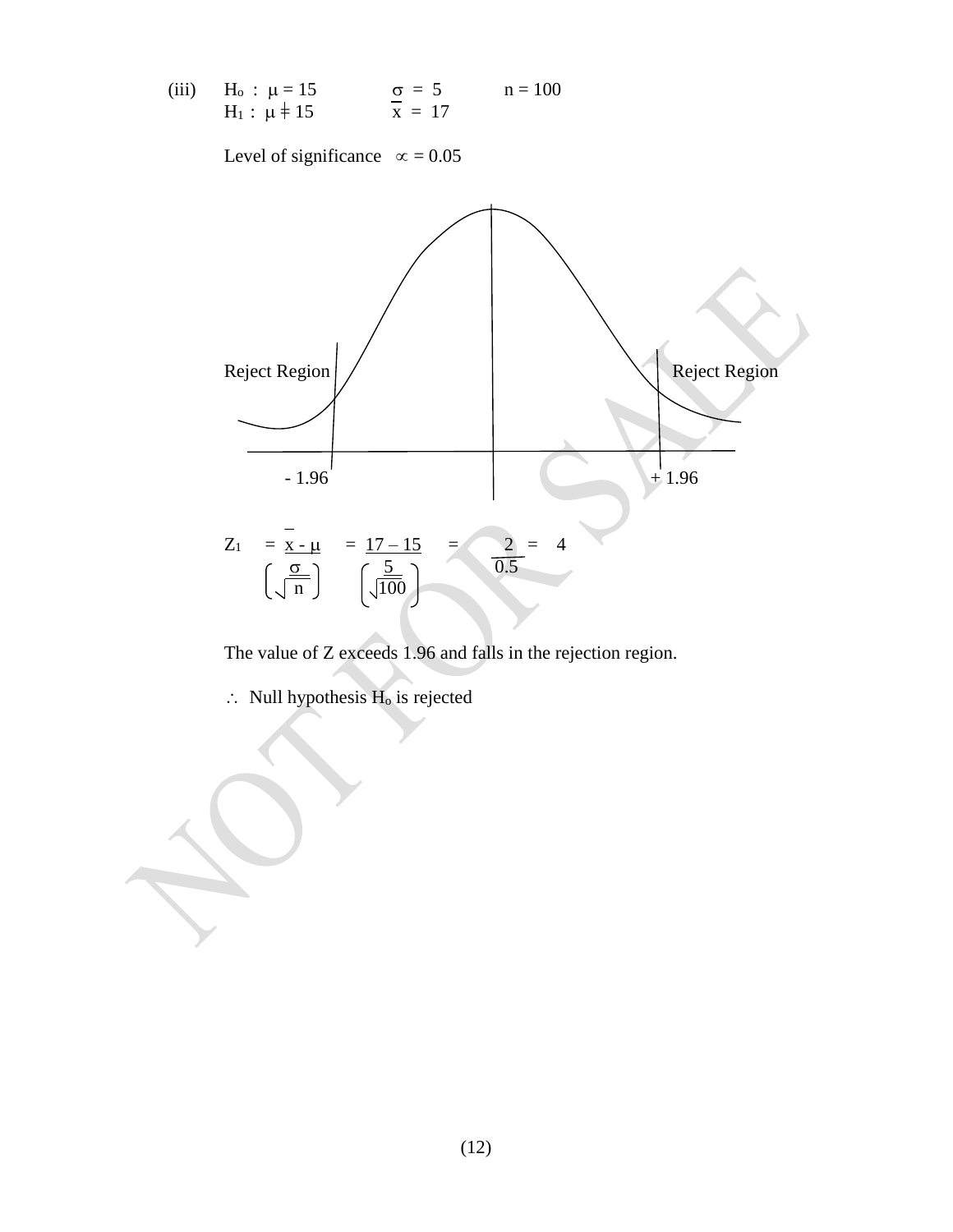(iii) $H_o : \mu = 15$ $\quad \sigma = 5$ $\quad n = 100$

$H_1 : \mu \neq 15$ $\quad \bar{x} = 17$

Level of significance $\alpha = 0.05$

Reject Region | Reject Region

$-1.96$ | $+1.96$

$$Z_1 = \frac{\bar{x} - \mu}{\left(\frac{\sigma}{\sqrt{n}}\right)} = \frac{17 - 15}{\left(\frac{5}{\sqrt{100}}\right)} = \frac{2}{0.5} = 4$$

The value of Z exceeds 1.96 and falls in the rejection region.

$\therefore$ Null hypothesis $H_o$ is rejected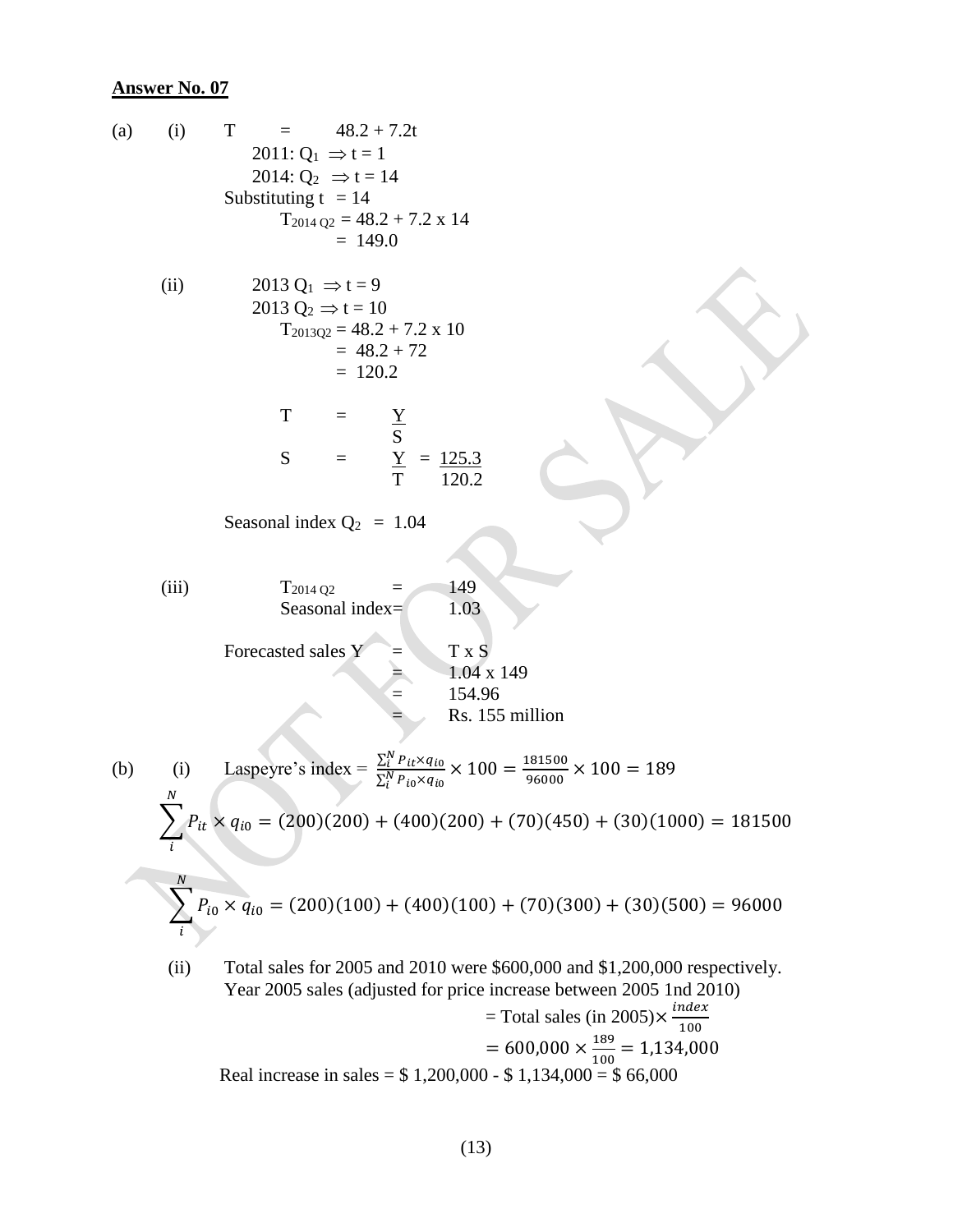**Answer No. 07**

(a) (i) $T = 48.2 + 7.2t$

2011: $Q_1 \Rightarrow t = 1$

2014: $Q_2 \Rightarrow t = 14$

Substituting $t = 14$

$T_{2014\ Q2} = 48.2 + 7.2 \times 14$

$= 149.0$

(ii) 2013 $Q_1 \Rightarrow t = 9$

2013 $Q_2 \Rightarrow t = 10$

$T_{2013Q2} = 48.2 + 7.2 \times 10$

$= 48.2 + 72$

$= 120.2$

$$T = \frac{Y}{S}$$

$$S = \frac{Y}{T} = \frac{125.3}{120.2}$$

Seasonal index $Q_2 = 1.04$

(iii) $T_{2014\ Q2} = 149$

Seasonal index $= 1.03$

Forecasted sales $Y = T \times S$

$= 1.04 \times 149$

$= 154.96$

$=$ Rs. 155 million

(b) (i) Laspeyre's index $= \frac{\sum_i^N P_{it} \times q_{i0}}{\sum_i^N P_{i0} \times q_{i0}} \times 100 = \frac{181500}{96000} \times 100 = 189$

$$\sum_i^N P_{it} \times q_{i0} = (200)(200) + (400)(200) + (70)(450) + (30)(1000) = 181500$$

$$\sum_i^N P_{i0} \times q_{i0} = (200)(100) + (400)(100) + (70)(300) + (30)(500) = 96000$$

(ii) Total sales for 2005 and 2010 were \$600,000 and \$1,200,000 respectively.

Year 2005 sales (adjusted for price increase between 2005 1nd 2010)

$=$ Total sales (in 2005) $\times \frac{index}{100}$

$= 600{,}000 \times \frac{189}{100} = 1{,}134{,}000$

Real increase in sales = \$ 1,200,000 - \$ 1,134,000 = \$ 66,000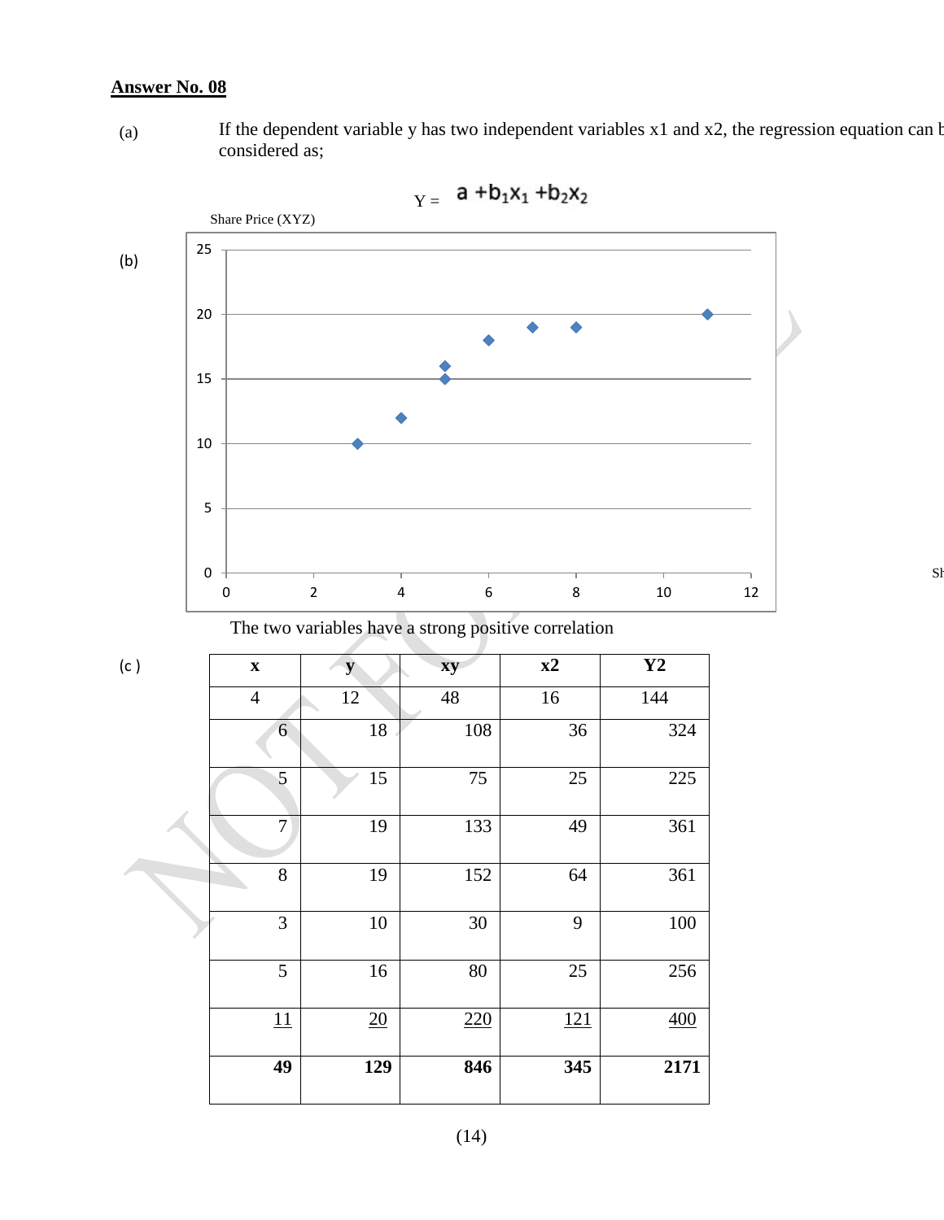**Answer No. 08**

(a) If the dependent variable y has two independent variables x1 and x2, the regression equation can be considered as;

$$Y = a + b_1x_1 + b_2x_2$$

(b)

Share Price (XYZ)

The two variables have a strong positive correlation

(c)

| x | y | xy | x2 | Y2 |
|---|---|---|---|---|
| 4 | 12 | 48 | 16 | 144 |
| 6 | 18 | 108 | 36 | 324 |
| 5 | 15 | 75 | 25 | 225 |
| 7 | 19 | 133 | 49 | 361 |
| 8 | 19 | 152 | 64 | 361 |
| 3 | 10 | 30 | 9 | 100 |
| 5 | 16 | 80 | 25 | 256 |
| 11 | 20 | 220 | 121 | 400 |
| **49** | **129** | **846** | **345** | **2171** |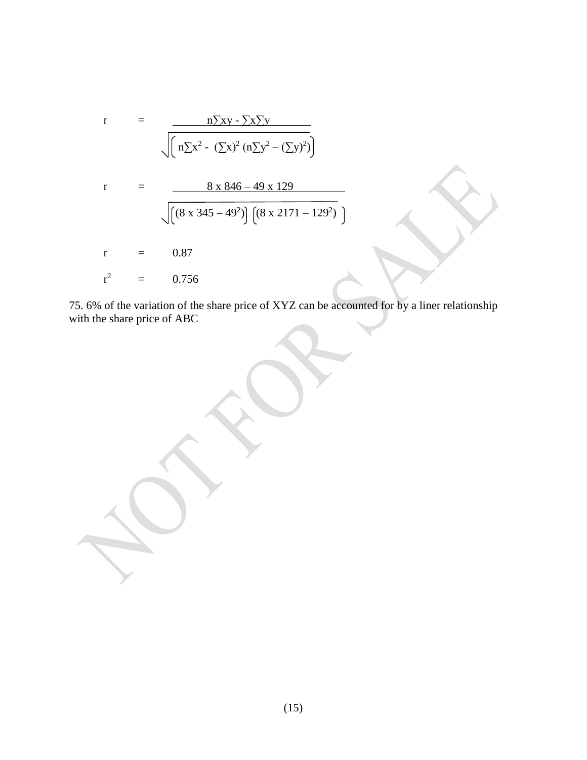$$r = \frac{n\sum xy - \sum x \sum y}{\sqrt{\left( n\sum x^2 - (\sum x)^2 (n\sum y^2 - (\sum y)^2) \right)}}$$

$$r = \frac{8 \times 846 - 49 \times 129}{\sqrt{\left[(8 \times 345 - 49^2)\right]\left[(8 \times 2171 - 129^2)\right]}}$$

$$r = 0.87$$

$$r^2 = 0.756$$

75. 6% of the variation of the share price of XYZ can be accounted for by a liner relationship with the share price of ABC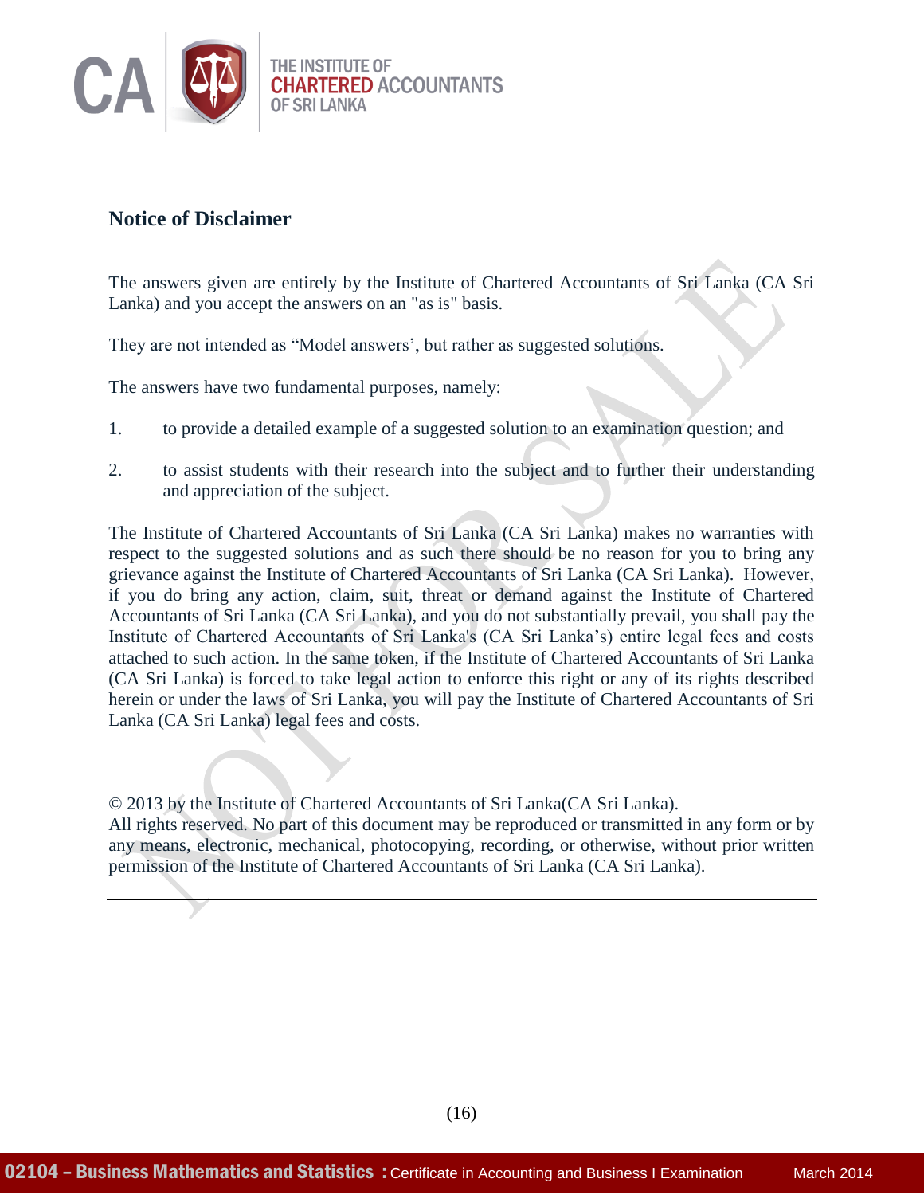## Notice of Disclaimer

The answers given are entirely by the Institute of Chartered Accountants of Sri Lanka (CA Sri Lanka) and you accept the answers on an "as is" basis.

They are not intended as “Model answers’, but rather as suggested solutions.

The answers have two fundamental purposes, namely:

1. to provide a detailed example of a suggested solution to an examination question; and

2. to assist students with their research into the subject and to further their understanding and appreciation of the subject.

The Institute of Chartered Accountants of Sri Lanka (CA Sri Lanka) makes no warranties with respect to the suggested solutions and as such there should be no reason for you to bring any grievance against the Institute of Chartered Accountants of Sri Lanka (CA Sri Lanka). However, if you do bring any action, claim, suit, threat or demand against the Institute of Chartered Accountants of Sri Lanka (CA Sri Lanka), and you do not substantially prevail, you shall pay the Institute of Chartered Accountants of Sri Lanka's (CA Sri Lanka’s) entire legal fees and costs attached to such action. In the same token, if the Institute of Chartered Accountants of Sri Lanka (CA Sri Lanka) is forced to take legal action to enforce this right or any of its rights described herein or under the laws of Sri Lanka, you will pay the Institute of Chartered Accountants of Sri Lanka (CA Sri Lanka) legal fees and costs.

© 2013 by the Institute of Chartered Accountants of Sri Lanka(CA Sri Lanka).
All rights reserved. No part of this document may be reproduced or transmitted in any form or by any means, electronic, mechanical, photocopying, recording, or otherwise, without prior written permission of the Institute of Chartered Accountants of Sri Lanka (CA Sri Lanka).